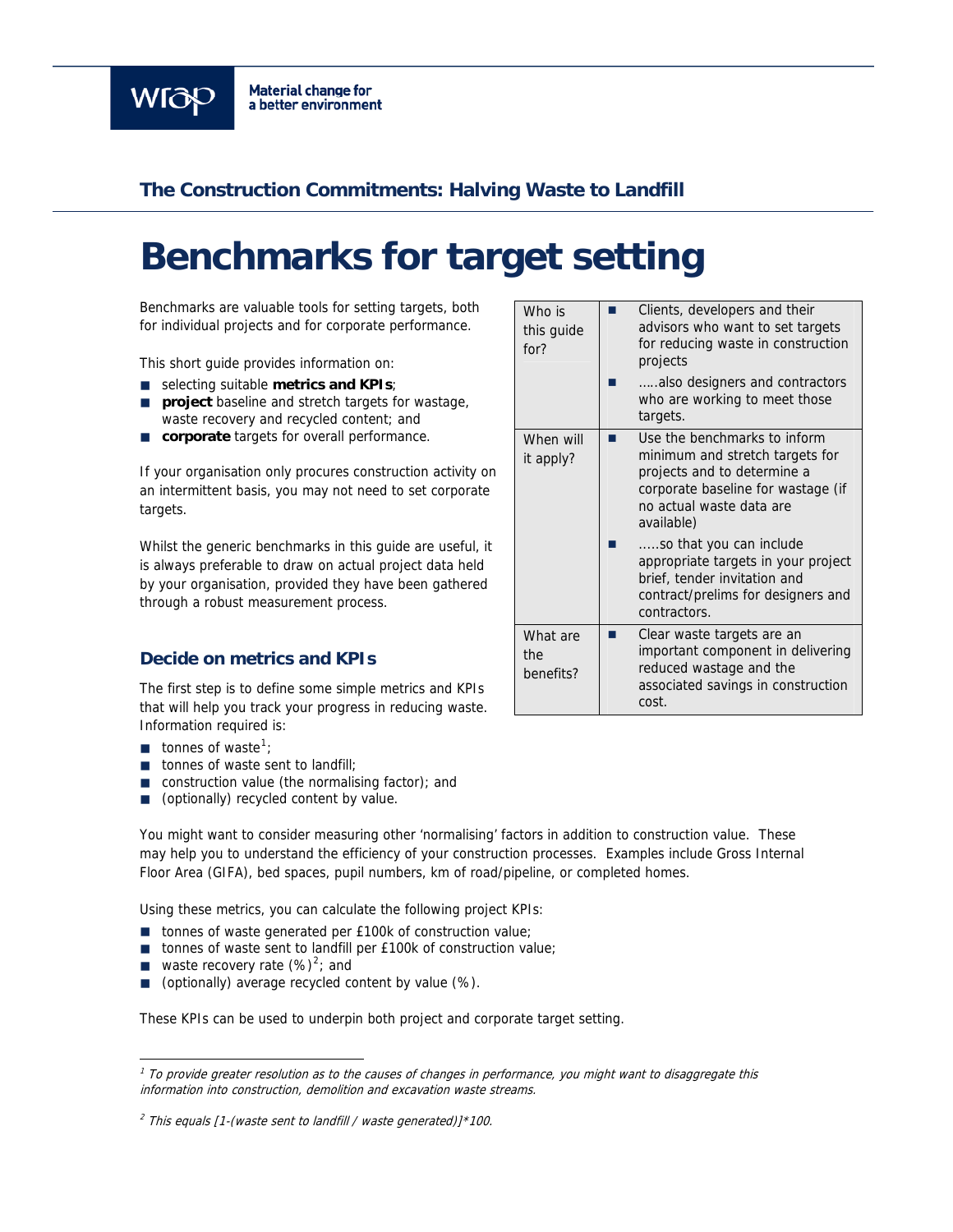wrap — Material change for a better environment

**The Construction Commitments: Halving Waste to Landfill**

# Benchmarks for target setting

Benchmarks are valuable tools for setting targets, both for individual projects and for corporate performance.

This short guide provides information on:

- selecting suitable **metrics and KPIs**;
- **project** baseline and stretch targets for wastage, waste recovery and recycled content; and
- **corporate** targets for overall performance.

If your organisation only procures construction activity on an intermittent basis, you may not need to set corporate targets.

Whilst the generic benchmarks in this guide are useful, it is always preferable to draw on actual project data held by your organisation, provided they have been gathered through a robust measurement process.

| | |
|---|---|
| Who is this guide for? | - Clients, developers and their advisors who want to set targets for reducing waste in construction projects<br>- …..also designers and contractors who are working to meet those targets. |
| When will it apply? | - Use the benchmarks to inform minimum and stretch targets for projects and to determine a corporate baseline for wastage (if no actual waste data are available)<br>- …..so that you can include appropriate targets in your project brief, tender invitation and contract/prelims for designers and contractors. |
| What are the benefits? | - Clear waste targets are an important component in delivering reduced wastage and the associated savings in construction cost. |

## Decide on metrics and KPIs

The first step is to define some simple metrics and KPIs that will help you track your progress in reducing waste. Information required is:

- tonnes of waste[1];
- tonnes of waste sent to landfill;
- construction value (the normalising factor); and
- (optionally) recycled content by value.

You might want to consider measuring other 'normalising' factors in addition to construction value. These may help you to understand the efficiency of your construction processes. Examples include Gross Internal Floor Area (GIFA), bed spaces, pupil numbers, km of road/pipeline, or completed homes.

Using these metrics, you can calculate the following project KPIs:

- tonnes of waste generated per £100k of construction value;
- tonnes of waste sent to landfill per £100k of construction value;
- waste recovery rate (%)[2]; and
- (optionally) average recycled content by value (%).

These KPIs can be used to underpin both project and corporate target setting.

---

[1] *To provide greater resolution as to the causes of changes in performance, you might want to disaggregate this information into construction, demolition and excavation waste streams.*

[2] *This equals [1-(waste sent to landfill / waste generated)]\*100.*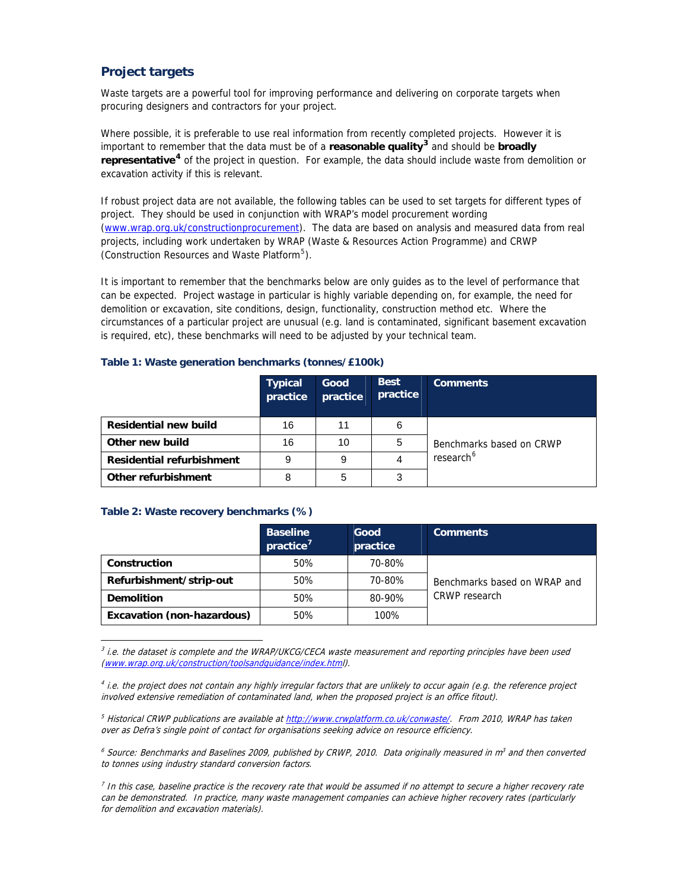## Project targets

Waste targets are a powerful tool for improving performance and delivering on corporate targets when procuring designers and contractors for your project.

Where possible, it is preferable to use real information from recently completed projects. However it is important to remember that the data must be of a **reasonable quality**[3] and should be **broadly representative**[4] of the project in question. For example, the data should include waste from demolition or excavation activity if this is relevant.

If robust project data are not available, the following tables can be used to set targets for different types of project. They should be used in conjunction with WRAP's model procurement wording (www.wrap.org.uk/constructionprocurement). The data are based on analysis and measured data from real projects, including work undertaken by WRAP (Waste & Resources Action Programme) and CRWP (Construction Resources and Waste Platform[5]).

It is important to remember that the benchmarks below are only guides as to the level of performance that can be expected. Project wastage in particular is highly variable depending on, for example, the need for demolition or excavation, site conditions, design, functionality, construction method etc. Where the circumstances of a particular project are unusual (e.g. land is contaminated, significant basement excavation is required, etc), these benchmarks will need to be adjusted by your technical team.

### Table 1: Waste generation benchmarks (tonnes/£100k)

| | Typical practice | Good practice | Best practice | Comments |
|---|---|---|---|---|
| **Residential new build** | 16 | 11 | 6 | Benchmarks based on CRWP research[6] |
| **Other new build** | 16 | 10 | 5 | |
| **Residential refurbishment** | 9 | 9 | 4 | |
| **Other refurbishment** | 8 | 5 | 3 | |

### Table 2: Waste recovery benchmarks (%)

| | Baseline practice[7] | Good practice | Comments |
|---|---|---|---|
| **Construction** | 50% | 70-80% | Benchmarks based on WRAP and CRWP research |
| **Refurbishment/strip-out** | 50% | 70-80% | |
| **Demolition** | 50% | 80-90% | |
| **Excavation (non-hazardous)** | 50% | 100% | |

---

[3] *i.e. the dataset is complete and the WRAP/UKCG/CECA waste measurement and reporting principles have been used (www.wrap.org.uk/construction/toolsandguidance/index.html).*

[4] *i.e. the project does not contain any highly irregular factors that are unlikely to occur again (e.g. the reference project involved extensive remediation of contaminated land, when the proposed project is an office fitout).*

[5] *Historical CRWP publications are available at http://www.crwplatform.co.uk/conwaste/. From 2010, WRAP has taken over as Defra's single point of contact for organisations seeking advice on resource efficiency.*

[6] *Source: Benchmarks and Baselines 2009, published by CRWP, 2010. Data originally measured in $m^3$ and then converted to tonnes using industry standard conversion factors.*

[7] *In this case, baseline practice is the recovery rate that would be assumed if no attempt to secure a higher recovery rate can be demonstrated. In practice, many waste management companies can achieve higher recovery rates (particularly for demolition and excavation materials).*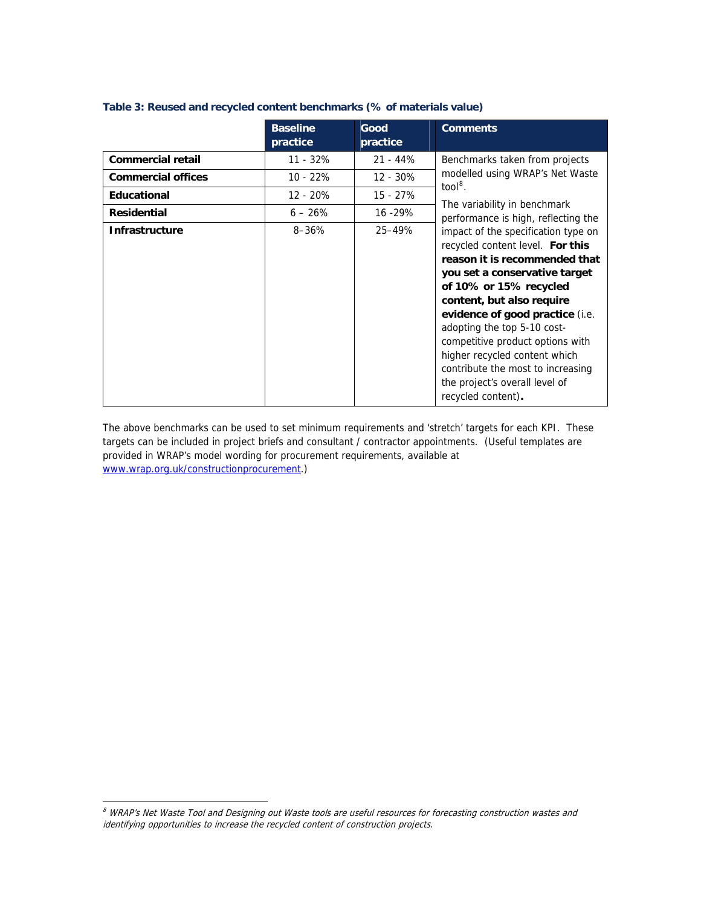**Table 3: Reused and recycled content benchmarks (% of materials value)**

| | Baseline practice | Good practice | Comments |
|---|---|---|---|
| **Commercial retail** | 11 - 32% | 21 - 44% | Benchmarks taken from projects modelled using WRAP's Net Waste tool[8]. The variability in benchmark performance is high, reflecting the impact of the specification type on recycled content level. **For this reason it is recommended that you set a conservative target of 10% or 15% recycled content, but also require evidence of good practice** (i.e. adopting the top 5-10 cost-competitive product options with higher recycled content which contribute the most to increasing the project's overall level of recycled content)**.** |
| **Commercial offices** | 10 - 22% | 12 - 30% | |
| **Educational** | 12 - 20% | 15 - 27% | |
| **Residential** | 6 – 26% | 16 -29% | |
| **Infrastructure** | 8–36% | 25–49% | |

The above benchmarks can be used to set minimum requirements and 'stretch' targets for each KPI. These targets can be included in project briefs and consultant / contractor appointments. (Useful templates are provided in WRAP's model wording for procurement requirements, available at www.wrap.org.uk/constructionprocurement.)

---

[8] *WRAP's Net Waste Tool and Designing out Waste tools are useful resources for forecasting construction wastes and identifying opportunities to increase the recycled content of construction projects.*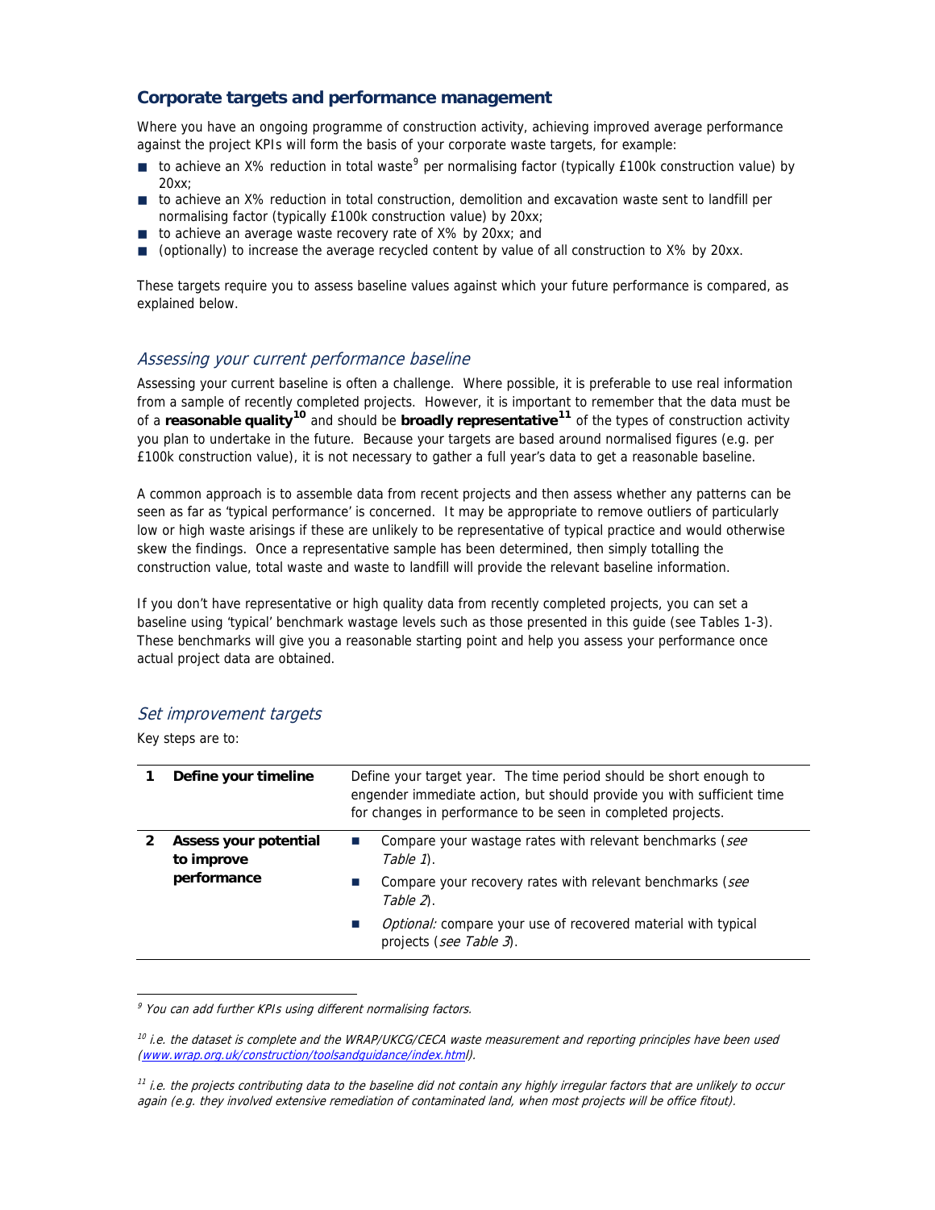## Corporate targets and performance management

Where you have an ongoing programme of construction activity, achieving improved average performance against the project KPIs will form the basis of your corporate waste targets, for example:

- to achieve an X% reduction in total waste[9] per normalising factor (typically £100k construction value) by 20xx;
- to achieve an X% reduction in total construction, demolition and excavation waste sent to landfill per normalising factor (typically £100k construction value) by 20xx;
- to achieve an average waste recovery rate of X% by 20xx; and
- (optionally) to increase the average recycled content by value of all construction to X% by 20xx.

These targets require you to assess baseline values against which your future performance is compared, as explained below.

### *Assessing your current performance baseline*

Assessing your current baseline is often a challenge. Where possible, it is preferable to use real information from a sample of recently completed projects. However, it is important to remember that the data must be of a **reasonable quality**[10] and should be **broadly representative**[11] of the types of construction activity you plan to undertake in the future. Because your targets are based around normalised figures (e.g. per £100k construction value), it is not necessary to gather a full year's data to get a reasonable baseline.

A common approach is to assemble data from recent projects and then assess whether any patterns can be seen as far as 'typical performance' is concerned. It may be appropriate to remove outliers of particularly low or high waste arisings if these are unlikely to be representative of typical practice and would otherwise skew the findings. Once a representative sample has been determined, then simply totalling the construction value, total waste and waste to landfill will provide the relevant baseline information.

If you don't have representative or high quality data from recently completed projects, you can set a baseline using 'typical' benchmark wastage levels such as those presented in this guide (see Tables 1-3). These benchmarks will give you a reasonable starting point and help you assess your performance once actual project data are obtained.

### *Set improvement targets*

Key steps are to:

| | | |
|---|---|---|
| **1** | **Define your timeline** | Define your target year. The time period should be short enough to engender immediate action, but should provide you with sufficient time for changes in performance to be seen in completed projects. |
| **2** | **Assess your potential to improve performance** | - Compare your wastage rates with relevant benchmarks (*see Table 1*).<br>- Compare your recovery rates with relevant benchmarks (*see Table 2*).<br>- *Optional:* compare your use of recovered material with typical projects (*see Table 3*). |

---

[9] *You can add further KPIs using different normalising factors.*

[10] *i.e. the dataset is complete and the WRAP/UKCG/CECA waste measurement and reporting principles have been used (www.wrap.org.uk/construction/toolsandguidance/index.html).*

[11] *i.e. the projects contributing data to the baseline did not contain any highly irregular factors that are unlikely to occur again (e.g. they involved extensive remediation of contaminated land, when most projects will be office fitout).*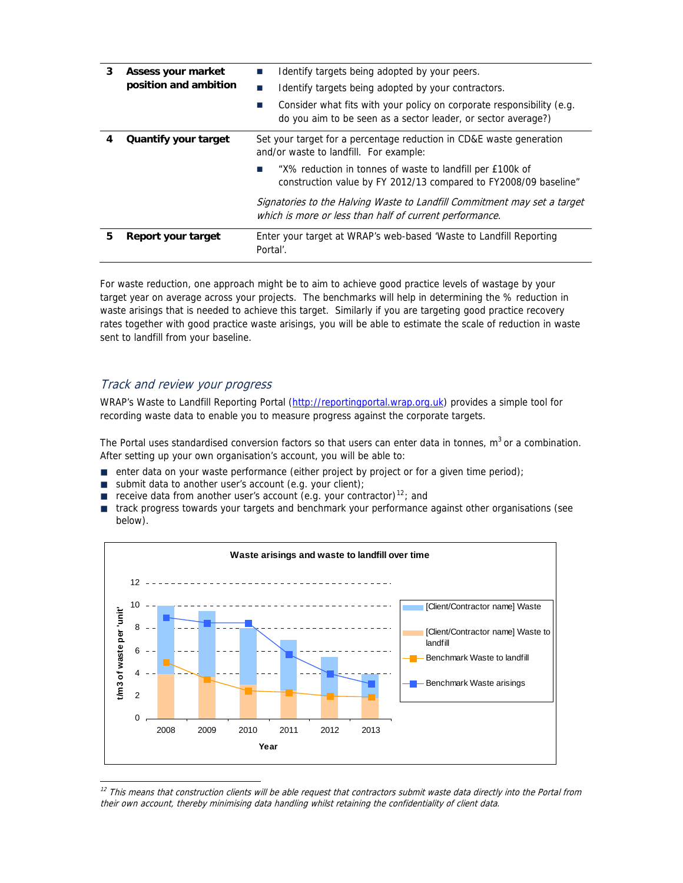| | | |
|---|---|---|
| **3** | **Assess your market position and ambition** | ■ Identify targets being adopted by your peers.<br>■ Identify targets being adopted by your contractors.<br>■ Consider what fits with your policy on corporate responsibility (e.g. do you aim to be seen as a sector leader, or sector average?) |
| **4** | **Quantify your target** | Set your target for a percentage reduction in CD&E waste generation and/or waste to landfill. For example:<br>■ "X% reduction in tonnes of waste to landfill per £100k of construction value by FY 2012/13 compared to FY2008/09 baseline"<br>*Signatories to the Halving Waste to Landfill Commitment may set a target which is more or less than half of current performance.* |
| **5** | **Report your target** | Enter your target at WRAP's web-based 'Waste to Landfill Reporting Portal'. |

For waste reduction, one approach might be to aim to achieve good practice levels of wastage by your target year on average across your projects. The benchmarks will help in determining the % reduction in waste arisings that is needed to achieve this target. Similarly if you are targeting good practice recovery rates together with good practice waste arisings, you will be able to estimate the scale of reduction in waste sent to landfill from your baseline.

## *Track and review your progress*

WRAP's Waste to Landfill Reporting Portal (http://reportingportal.wrap.org.uk) provides a simple tool for recording waste data to enable you to measure progress against the corporate targets.

The Portal uses standardised conversion factors so that users can enter data in tonnes, $m^3$ or a combination. After setting up your own organisation's account, you will be able to:

- enter data on your waste performance (either project by project or for a given time period);
- submit data to another user's account (e.g. your client);
- receive data from another user's account (e.g. your contractor)[12]; and
- track progress towards your targets and benchmark your performance against other organisations (see below).

Waste arisings and waste to landfill over time

t/m3 of waste per 'unit'

0
2
4
6
8
10
12

2008 2009 2010 2011 2012 2013

Year

[Client/Contractor name] Waste
[Client/Contractor name] Waste to landfill
Benchmark Waste to landfill
Benchmark Waste arisings

[12] *This means that construction clients will be able request that contractors submit waste data directly into the Portal from their own account, thereby minimising data handling whilst retaining the confidentiality of client data.*